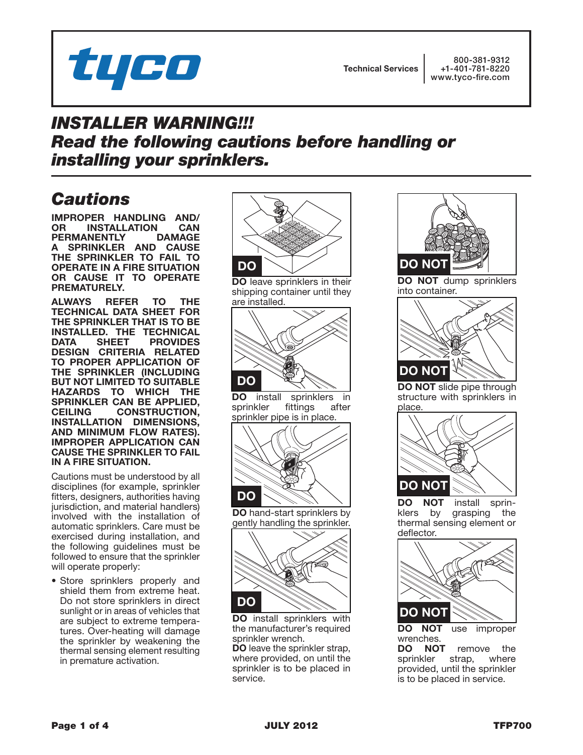tyco

Technical Services | 800-381-9312
+1-401-781-8220
www.tyco-fire.com

# *INSTALLER WARNING!!! Read the following cautions before handling or installing your sprinklers.*

## *Cautions*

**IMPROPER HANDLING AND/OR INSTALLATION CAN PERMANENTLY DAMAGE A SPRINKLER AND CAUSE THE SPRINKLER TO FAIL TO OPERATE IN A FIRE SITUATION OR CAUSE IT TO OPERATE PREMATURELY.**

**ALWAYS REFER TO THE TECHNICAL DATA SHEET FOR THE SPRINKLER THAT IS TO BE INSTALLED. THE TECHNICAL DATA SHEET PROVIDES DESIGN CRITERIA RELATED TO PROPER APPLICATION OF THE SPRINKLER (INCLUDING BUT NOT LIMITED TO SUITABLE HAZARDS TO WHICH THE SPRINKLER CAN BE APPLIED, CEILING CONSTRUCTION, INSTALLATION DIMENSIONS, AND MINIMUM FLOW RATES). IMPROPER APPLICATION CAN CAUSE THE SPRINKLER TO FAIL IN A FIRE SITUATION.**

Cautions must be understood by all disciplines (for example, sprinkler fitters, designers, authorities having jurisdiction, and material handlers) involved with the installation of automatic sprinklers. Care must be exercised during installation, and the following guidelines must be followed to ensure that the sprinkler will operate properly:

- Store sprinklers properly and shield them from extreme heat. Do not store sprinklers in direct sunlight or in areas of vehicles that are subject to extreme temperatures. Over-heating will damage the sprinkler by weakening the thermal sensing element resulting in premature activation.

**DO** leave sprinklers in their shipping container until they are installed.

**DO** install sprinklers in sprinkler fittings after sprinkler pipe is in place.

**DO** hand-start sprinklers by gently handling the sprinkler.

**DO** install sprinklers with the manufacturer's required sprinkler wrench.
**DO** leave the sprinkler strap, where provided, on until the sprinkler is to be placed in service.

**DO NOT** dump sprinklers into container.

**DO NOT** slide pipe through structure with sprinklers in place.

**DO NOT** install sprinklers by grasping the thermal sensing element or deflector.

**DO NOT** use improper wrenches.
**DO NOT** remove the sprinkler strap, where provided, until the sprinkler is to be placed in service.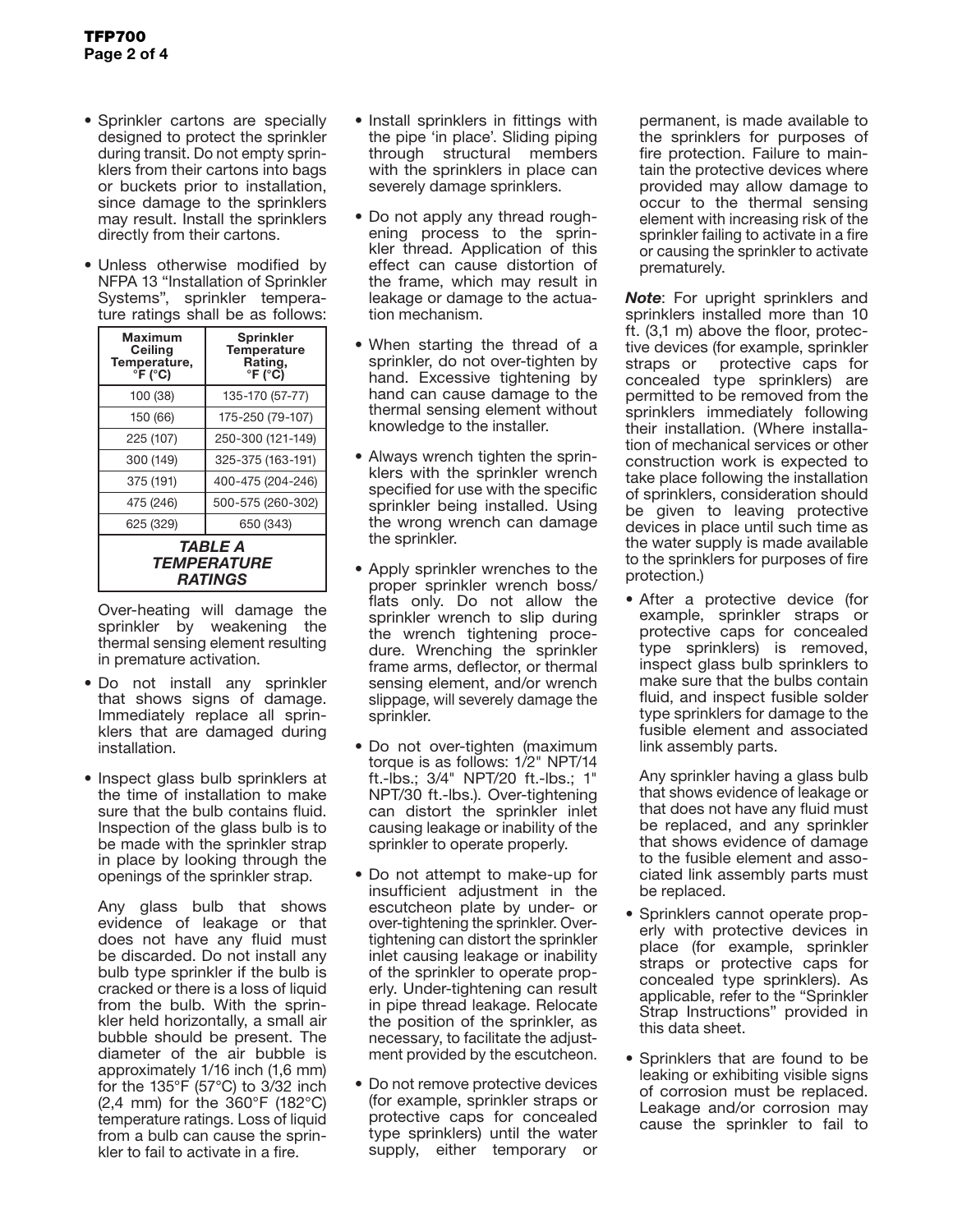- Sprinkler cartons are specially designed to protect the sprinkler during transit. Do not empty sprinklers from their cartons into bags or buckets prior to installation, since damage to the sprinklers may result. Install the sprinklers directly from their cartons.

- Unless otherwise modified by NFPA 13 "Installation of Sprinkler Systems", sprinkler temperature ratings shall be as follows:

| Maximum Ceiling Temperature, °F (°C) | Sprinkler Temperature Rating, °F (°C) |
|---|---|
| 100 (38) | 135-170 (57-77) |
| 150 (66) | 175-250 (79-107) |
| 225 (107) | 250-300 (121-149) |
| 300 (149) | 325-375 (163-191) |
| 375 (191) | 400-475 (204-246) |
| 475 (246) | 500-575 (260-302) |
| 625 (329) | 650 (343) |

***TABLE A TEMPERATURE RATINGS***

Over-heating will damage the sprinkler by weakening the thermal sensing element resulting in premature activation.

- Do not install any sprinkler that shows signs of damage. Immediately replace all sprinklers that are damaged during installation.

- Inspect glass bulb sprinklers at the time of installation to make sure that the bulb contains fluid. Inspection of the glass bulb is to be made with the sprinkler strap in place by looking through the openings of the sprinkler strap.

  Any glass bulb that shows evidence of leakage or that does not have any fluid must be discarded. Do not install any bulb type sprinkler if the bulb is cracked or there is a loss of liquid from the bulb. With the sprinkler held horizontally, a small air bubble should be present. The diameter of the air bubble is approximately 1/16 inch (1,6 mm) for the 135°F (57°C) to 3/32 inch (2,4 mm) for the 360°F (182°C) temperature ratings. Loss of liquid from a bulb can cause the sprinkler to fail to activate in a fire.

- Install sprinklers in fittings with the pipe 'in place'. Sliding piping through structural members with the sprinklers in place can severely damage sprinklers.

- Do not apply any thread roughening process to the sprinkler thread. Application of this effect can cause distortion of the frame, which may result in leakage or damage to the actuation mechanism.

- When starting the thread of a sprinkler, do not over-tighten by hand. Excessive tightening by hand can cause damage to the thermal sensing element without knowledge to the installer.

- Always wrench tighten the sprinklers with the sprinkler wrench specified for use with the specific sprinkler being installed. Using the wrong wrench can damage the sprinkler.

- Apply sprinkler wrenches to the proper sprinkler wrench boss/flats only. Do not allow the sprinkler wrench to slip during the wrench tightening procedure. Wrenching the sprinkler frame arms, deflector, or thermal sensing element, and/or wrench slippage, will severely damage the sprinkler.

- Do not over-tighten (maximum torque is as follows: 1/2" NPT/14 ft.-lbs.; 3/4" NPT/20 ft.-lbs.; 1" NPT/30 ft.-lbs.). Over-tightening can distort the sprinkler inlet causing leakage or inability of the sprinkler to operate properly.

- Do not attempt to make-up for insufficient adjustment in the escutcheon plate by under- or over-tightening the sprinkler. Over-tightening can distort the sprinkler inlet causing leakage or inability of the sprinkler to operate properly. Under-tightening can result in pipe thread leakage. Relocate the position of the sprinkler, as necessary, to facilitate the adjustment provided by the escutcheon.

- Do not remove protective devices (for example, sprinkler straps or protective caps for concealed type sprinklers) until the water supply, either temporary or permanent, is made available to the sprinklers for purposes of fire protection. Failure to maintain the protective devices where provided may allow damage to occur to the thermal sensing element with increasing risk of the sprinkler failing to activate in a fire or causing the sprinkler to activate prematurely.

***Note***: For upright sprinklers and sprinklers installed more than 10 ft. (3,1 m) above the floor, protective devices (for example, sprinkler straps or protective caps for concealed type sprinklers) are permitted to be removed from the sprinklers immediately following their installation. (Where installation of mechanical services or other construction work is expected to take place following the installation of sprinklers, consideration should be given to leaving protective devices in place until such time as the water supply is made available to the sprinklers for purposes of fire protection.)

- After a protective device (for example, sprinkler straps or protective caps for concealed type sprinklers) is removed, inspect glass bulb sprinklers to make sure that the bulbs contain fluid, and inspect fusible solder type sprinklers for damage to the fusible element and associated link assembly parts.

  Any sprinkler having a glass bulb that shows evidence of leakage or that does not have any fluid must be replaced, and any sprinkler that shows evidence of damage to the fusible element and associated link assembly parts must be replaced.

- Sprinklers cannot operate properly with protective devices in place (for example, sprinkler straps or protective caps for concealed type sprinklers). As applicable, refer to the "Sprinkler Strap Instructions" provided in this data sheet.

- Sprinklers that are found to be leaking or exhibiting visible signs of corrosion must be replaced. Leakage and/or corrosion may cause the sprinkler to fail to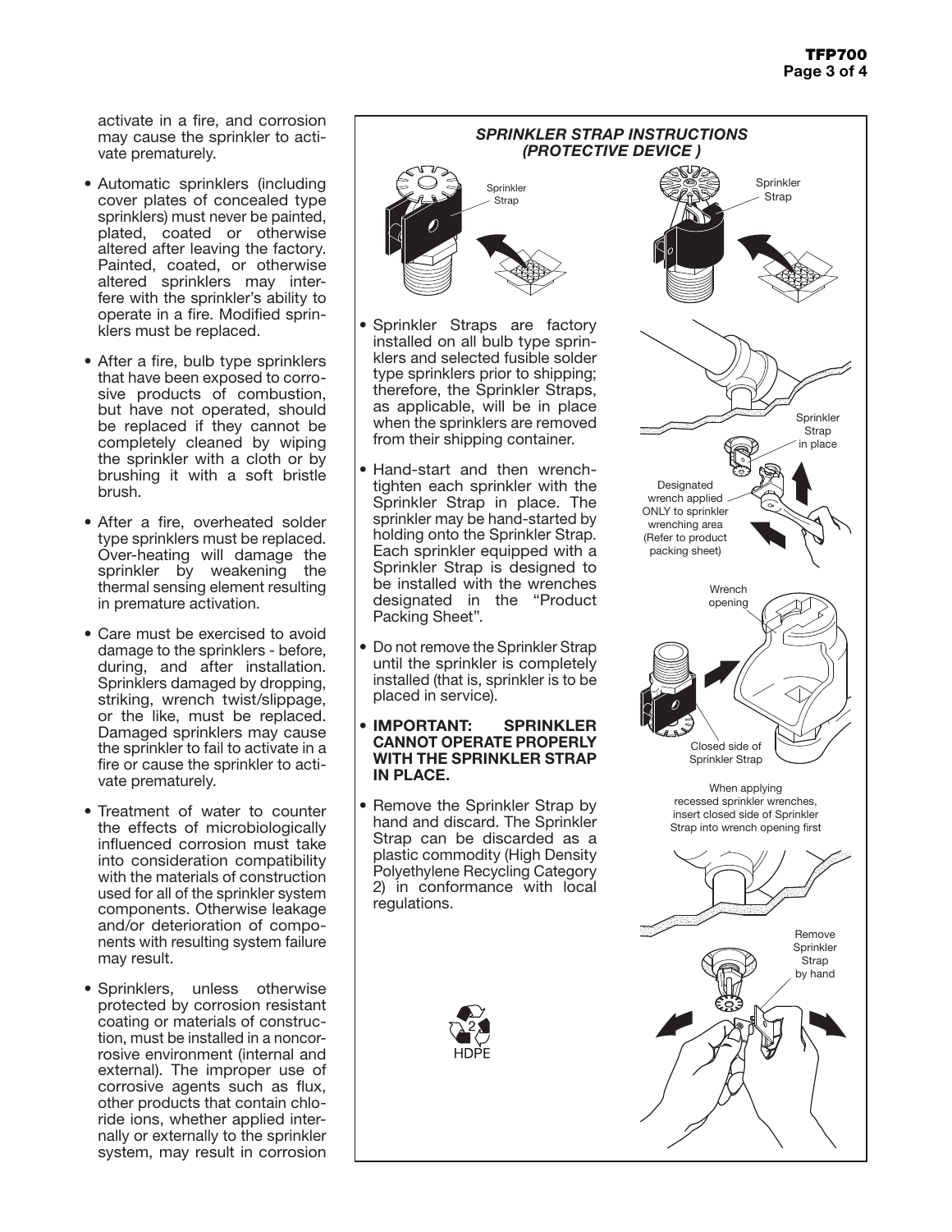activate in a fire, and corrosion may cause the sprinkler to activate prematurely.

- Automatic sprinklers (including cover plates of concealed type sprinklers) must never be painted, plated, coated or otherwise altered after leaving the factory. Painted, coated, or otherwise altered sprinklers may interfere with the sprinkler's ability to operate in a fire. Modified sprinklers must be replaced.
- After a fire, bulb type sprinklers that have been exposed to corrosive products of combustion, but have not operated, should be replaced if they cannot be completely cleaned by wiping the sprinkler with a cloth or by brushing it with a soft bristle brush.
- After a fire, overheated solder type sprinklers must be replaced. Over-heating will damage the sprinkler by weakening the thermal sensing element resulting in premature activation.
- Care must be exercised to avoid damage to the sprinklers - before, during, and after installation. Sprinklers damaged by dropping, striking, wrench twist/slippage, or the like, must be replaced. Damaged sprinklers may cause the sprinkler to fail to activate in a fire or cause the sprinkler to activate prematurely.
- Treatment of water to counter the effects of microbiologically influenced corrosion must take into consideration compatibility with the materials of construction used for all of the sprinkler system components. Otherwise leakage and/or deterioration of components with resulting system failure may result.
- Sprinklers, unless otherwise protected by corrosion resistant coating or materials of construction, must be installed in a noncorrosive environment (internal and external). The improper use of corrosive agents such as flux, other products that contain chloride ions, whether applied internally or externally to the sprinkler system, may result in corrosion

### *SPRINKLER STRAP INSTRUCTIONS (PROTECTIVE DEVICE )*

Sprinkler Strap

Sprinkler Strap

- Sprinkler Straps are factory installed on all bulb type sprinklers and selected fusible solder type sprinklers prior to shipping; therefore, the Sprinkler Straps, as applicable, will be in place when the sprinklers are removed from their shipping container.
- Hand-start and then wrench-tighten each sprinkler with the Sprinkler Strap in place. The sprinkler may be hand-started by holding onto the Sprinkler Strap. Each sprinkler equipped with a Sprinkler Strap is designed to be installed with the wrenches designated in the "Product Packing Sheet".
- Do not remove the Sprinkler Strap until the sprinkler is completely installed (that is, sprinkler is to be placed in service).
- **IMPORTANT: SPRINKLER CANNOT OPERATE PROPERLY WITH THE SPRINKLER STRAP IN PLACE.**
- Remove the Sprinkler Strap by hand and discard. The Sprinkler Strap can be discarded as a plastic commodity (High Density Polyethylene Recycling Category 2) in conformance with local regulations.

2 HDPE

Sprinkler Strap in place

Designated wrench applied ONLY to sprinkler wrenching area (Refer to product packing sheet)

Wrench opening

Closed side of Sprinkler Strap

When applying recessed sprinkler wrenches, insert closed side of Sprinkler Strap into wrench opening first

Remove Sprinkler Strap by hand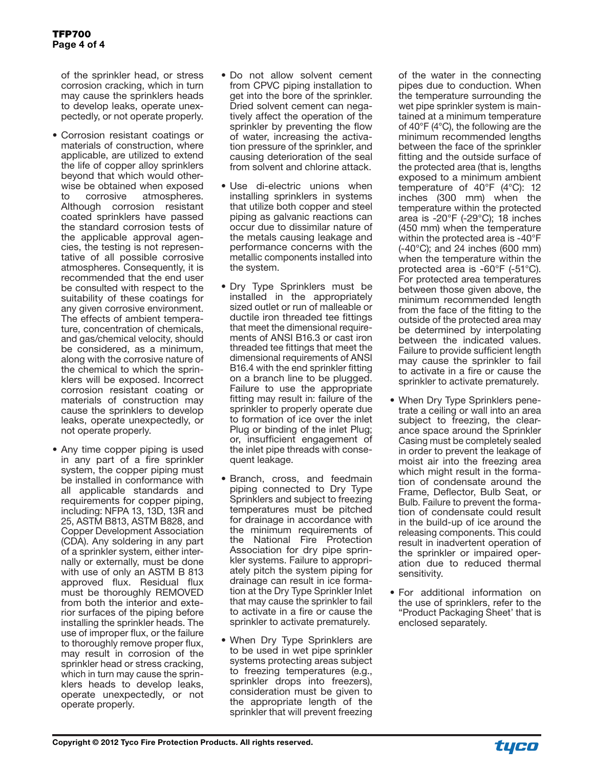of the sprinkler head, or stress corrosion cracking, which in turn may cause the sprinklers heads to develop leaks, operate unexpectedly, or not operate properly.

- Corrosion resistant coatings or materials of construction, where applicable, are utilized to extend the life of copper alloy sprinklers beyond that which would otherwise be obtained when exposed to corrosive atmospheres. Although corrosion resistant coated sprinklers have passed the standard corrosion tests of the applicable approval agencies, the testing is not representative of all possible corrosive atmospheres. Consequently, it is recommended that the end user be consulted with respect to the suitability of these coatings for any given corrosive environment. The effects of ambient temperature, concentration of chemicals, and gas/chemical velocity, should be considered, as a minimum, along with the corrosive nature of the chemical to which the sprinklers will be exposed. Incorrect corrosion resistant coating or materials of construction may cause the sprinklers to develop leaks, operate unexpectedly, or not operate properly.

- Any time copper piping is used in any part of a fire sprinkler system, the copper piping must be installed in conformance with all applicable standards and requirements for copper piping, including: NFPA 13, 13D, 13R and 25, ASTM B813, ASTM B828, and Copper Development Association (CDA). Any soldering in any part of a sprinkler system, either internally or externally, must be done with use of only an ASTM B 813 approved flux. Residual flux must be thoroughly REMOVED from both the interior and exterior surfaces of the piping before installing the sprinkler heads. The use of improper flux, or the failure to thoroughly remove proper flux, may result in corrosion of the sprinkler head or stress cracking, which in turn may cause the sprinklers heads to develop leaks, operate unexpectedly, or not operate properly.

- Do not allow solvent cement from CPVC piping installation to get into the bore of the sprinkler. Dried solvent cement can negatively affect the operation of the sprinkler by preventing the flow of water, increasing the activation pressure of the sprinkler, and causing deterioration of the seal from solvent and chlorine attack.

- Use di-electric unions when installing sprinklers in systems that utilize both copper and steel piping as galvanic reactions can occur due to dissimilar nature of the metals causing leakage and performance concerns with the metallic components installed into the system.

- Dry Type Sprinklers must be installed in the appropriately sized outlet or run of malleable or ductile iron threaded tee fittings that meet the dimensional requirements of ANSI B16.3 or cast iron threaded tee fittings that meet the dimensional requirements of ANSI B16.4 with the end sprinkler fitting on a branch line to be plugged. Failure to use the appropriate fitting may result in: failure of the sprinkler to properly operate due to formation of ice over the inlet Plug or binding of the inlet Plug; or, insufficient engagement of the inlet pipe threads with consequent leakage.

- Branch, cross, and feedmain piping connected to Dry Type Sprinklers and subject to freezing temperatures must be pitched for drainage in accordance with the minimum requirements of the National Fire Protection Association for dry pipe sprinkler systems. Failure to appropriately pitch the system piping for drainage can result in ice formation at the Dry Type Sprinkler Inlet that may cause the sprinkler to fail to activate in a fire or cause the sprinkler to activate prematurely.

- When Dry Type Sprinklers are to be used in wet pipe sprinkler systems protecting areas subject to freezing temperatures (e.g., sprinkler drops into freezers), consideration must be given to the appropriate length of the sprinkler that will prevent freezing of the water in the connecting pipes due to conduction. When the temperature surrounding the wet pipe sprinkler system is maintained at a minimum temperature of 40°F (4°C), the following are the minimum recommended lengths between the face of the sprinkler fitting and the outside surface of the protected area (that is, lengths exposed to a minimum ambient temperature of 40°F (4°C): 12 inches (300 mm) when the temperature within the protected area is -20°F (-29°C); 18 inches (450 mm) when the temperature within the protected area is -40°F (-40°C); and 24 inches (600 mm) when the temperature within the protected area is -60°F (-51°C). For protected area temperatures between those given above, the minimum recommended length from the face of the fitting to the outside of the protected area may be determined by interpolating between the indicated values. Failure to provide sufficient length may cause the sprinkler to fail to activate in a fire or cause the sprinkler to activate prematurely.

- When Dry Type Sprinklers penetrate a ceiling or wall into an area subject to freezing, the clearance space around the Sprinkler Casing must be completely sealed in order to prevent the leakage of moist air into the freezing area which might result in the formation of condensate around the Frame, Deflector, Bulb Seat, or Bulb. Failure to prevent the formation of condensate could result in the build-up of ice around the releasing components. This could result in inadvertent operation of the sprinkler or impaired operation due to reduced thermal sensitivity.

- For additional information on the use of sprinklers, refer to the "Product Packaging Sheet' that is enclosed separately.

Copyright © 2012 Tyco Fire Protection Products. All rights reserved.